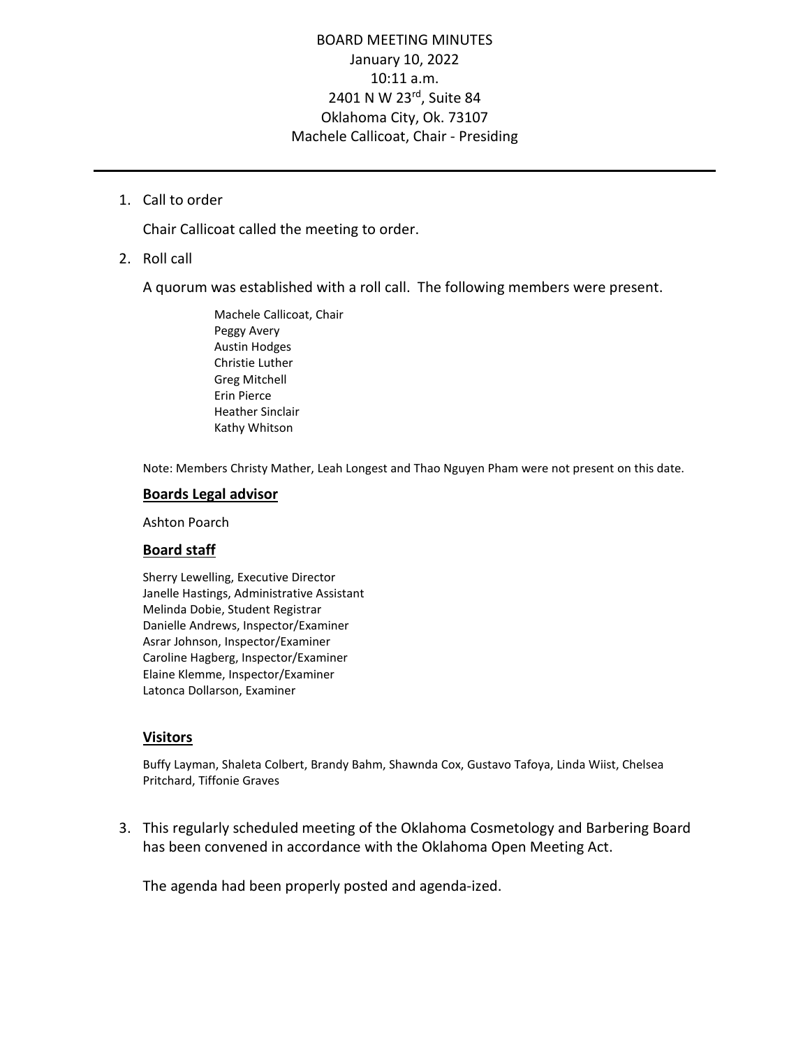# BOARD MEETING MINUTES

January 10, 2022
10:11 a.m.
2401 N W 23rd, Suite 84
Oklahoma City, Ok. 73107
Machele Callicoat, Chair - Presiding

---

1. Call to order

   Chair Callicoat called the meeting to order.

2. Roll call

   A quorum was established with a roll call. The following members were present.

   Machele Callicoat, Chair
   Peggy Avery
   Austin Hodges
   Christie Luther
   Greg Mitchell
   Erin Pierce
   Heather Sinclair
   Kathy Whitson

   Note: Members Christy Mather, Leah Longest and Thao Nguyen Pham were not present on this date.

   **Boards Legal advisor**

   Ashton Poarch

   **Board staff**

   Sherry Lewelling, Executive Director
   Janelle Hastings, Administrative Assistant
   Melinda Dobie, Student Registrar
   Danielle Andrews, Inspector/Examiner
   Asrar Johnson, Inspector/Examiner
   Caroline Hagberg, Inspector/Examiner
   Elaine Klemme, Inspector/Examiner
   Latonca Dollarson, Examiner

   **Visitors**

   Buffy Layman, Shaleta Colbert, Brandy Bahm, Shawnda Cox, Gustavo Tafoya, Linda Wiist, Chelsea Pritchard, Tiffonie Graves

3. This regularly scheduled meeting of the Oklahoma Cosmetology and Barbering Board has been convened in accordance with the Oklahoma Open Meeting Act.

   The agenda had been properly posted and agenda-ized.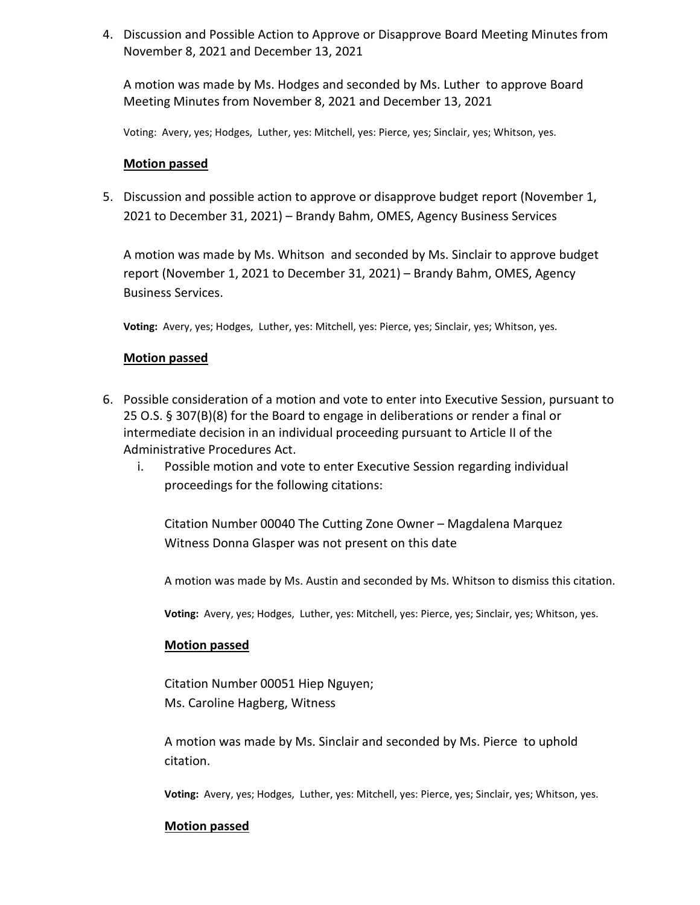4. Discussion and Possible Action to Approve or Disapprove Board Meeting Minutes from November 8, 2021 and December 13, 2021

   A motion was made by Ms. Hodges and seconded by Ms. Luther to approve Board Meeting Minutes from November 8, 2021 and December 13, 2021

   Voting: Avery, yes; Hodges, Luther, yes: Mitchell, yes: Pierce, yes; Sinclair, yes; Whitson, yes.

   **Motion passed**

5. Discussion and possible action to approve or disapprove budget report (November 1, 2021 to December 31, 2021) – Brandy Bahm, OMES, Agency Business Services

   A motion was made by Ms. Whitson and seconded by Ms. Sinclair to approve budget report (November 1, 2021 to December 31, 2021) – Brandy Bahm, OMES, Agency Business Services.

   **Voting:** Avery, yes; Hodges, Luther, yes: Mitchell, yes: Pierce, yes; Sinclair, yes; Whitson, yes.

   **Motion passed**

6. Possible consideration of a motion and vote to enter into Executive Session, pursuant to 25 O.S. § 307(B)(8) for the Board to engage in deliberations or render a final or intermediate decision in an individual proceeding pursuant to Article II of the Administrative Procedures Act.
   i. Possible motion and vote to enter Executive Session regarding individual proceedings for the following citations:

      Citation Number 00040 The Cutting Zone Owner – Magdalena Marquez
      Witness Donna Glasper was not present on this date

      A motion was made by Ms. Austin and seconded by Ms. Whitson to dismiss this citation.

      **Voting:** Avery, yes; Hodges, Luther, yes: Mitchell, yes: Pierce, yes; Sinclair, yes; Whitson, yes.

      **Motion passed**

      Citation Number 00051 Hiep Nguyen;
      Ms. Caroline Hagberg, Witness

      A motion was made by Ms. Sinclair and seconded by Ms. Pierce to uphold citation.

      **Voting:** Avery, yes; Hodges, Luther, yes: Mitchell, yes: Pierce, yes; Sinclair, yes; Whitson, yes.

      **Motion passed**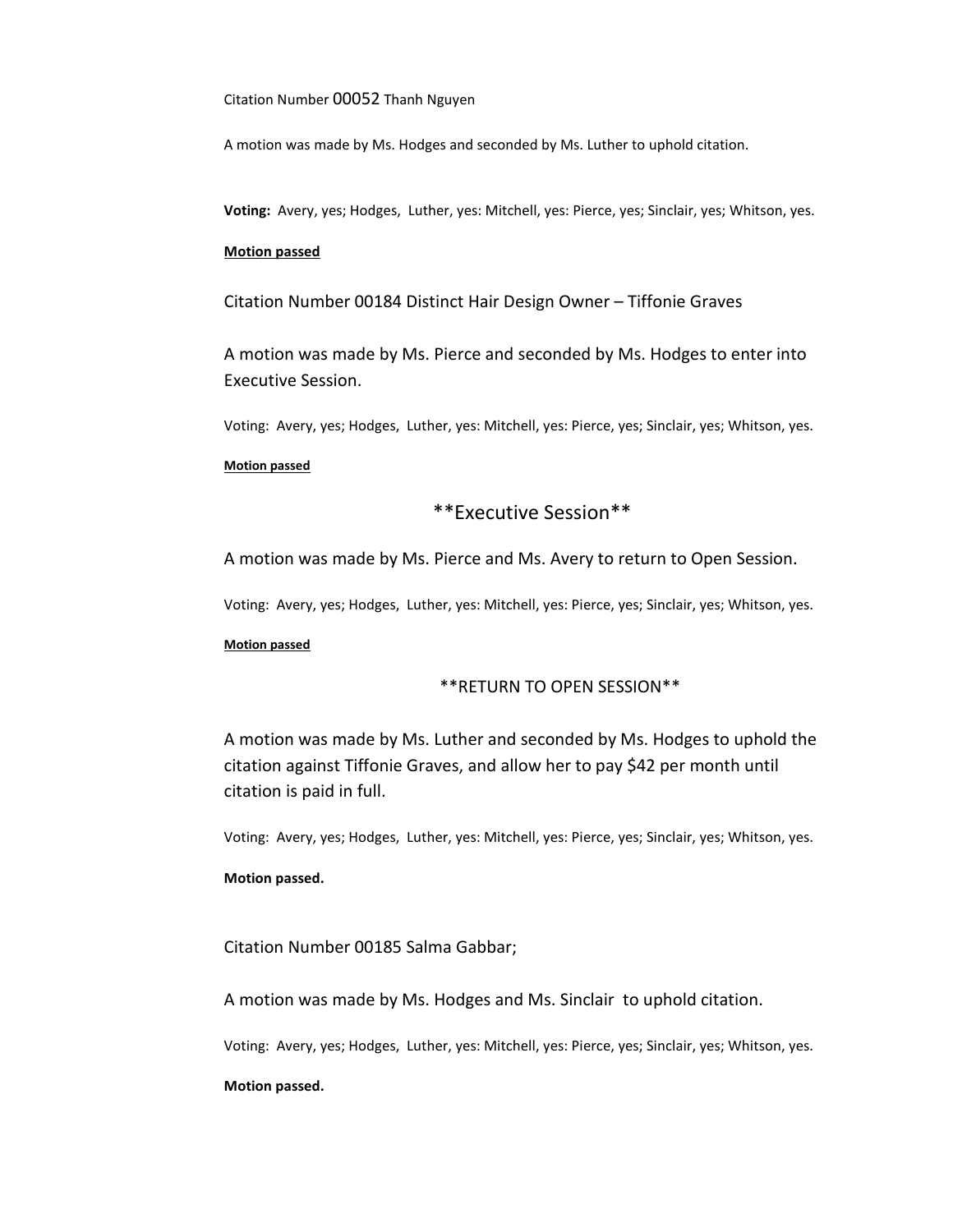Citation Number 00052 Thanh Nguyen

A motion was made by Ms. Hodges and seconded by Ms. Luther to uphold citation.

**Voting:** Avery, yes; Hodges, Luther, yes: Mitchell, yes: Pierce, yes; Sinclair, yes; Whitson, yes.

**Motion passed**

Citation Number 00184 Distinct Hair Design Owner – Tiffonie Graves

A motion was made by Ms. Pierce and seconded by Ms. Hodges to enter into Executive Session.

Voting: Avery, yes; Hodges, Luther, yes: Mitchell, yes: Pierce, yes; Sinclair, yes; Whitson, yes.

**Motion passed**

**Executive Session**

A motion was made by Ms. Pierce and Ms. Avery to return to Open Session.

Voting: Avery, yes; Hodges, Luther, yes: Mitchell, yes: Pierce, yes; Sinclair, yes; Whitson, yes.

**Motion passed**

**RETURN TO OPEN SESSION**

A motion was made by Ms. Luther and seconded by Ms. Hodges to uphold the citation against Tiffonie Graves, and allow her to pay $42 per month until citation is paid in full.

Voting: Avery, yes; Hodges, Luther, yes: Mitchell, yes: Pierce, yes; Sinclair, yes; Whitson, yes.

**Motion passed.**

Citation Number 00185 Salma Gabbar;

A motion was made by Ms. Hodges and Ms. Sinclair to uphold citation.

Voting: Avery, yes; Hodges, Luther, yes: Mitchell, yes: Pierce, yes; Sinclair, yes; Whitson, yes.

**Motion passed.**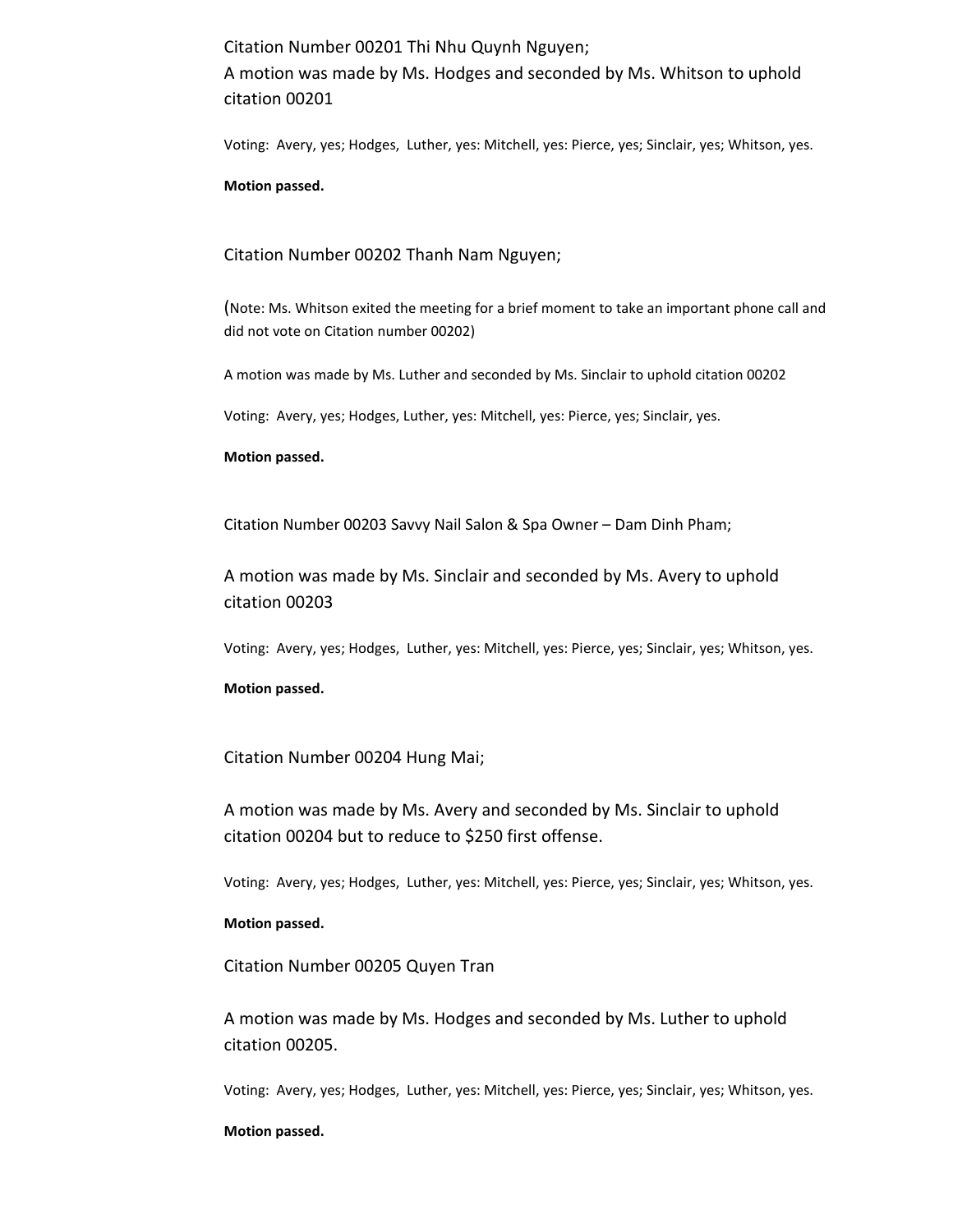Citation Number 00201 Thi Nhu Quynh Nguyen;

A motion was made by Ms. Hodges and seconded by Ms. Whitson to uphold citation 00201

Voting: Avery, yes; Hodges, Luther, yes: Mitchell, yes: Pierce, yes; Sinclair, yes; Whitson, yes.

**Motion passed.**

Citation Number 00202 Thanh Nam Nguyen;

(Note: Ms. Whitson exited the meeting for a brief moment to take an important phone call and did not vote on Citation number 00202)

A motion was made by Ms. Luther and seconded by Ms. Sinclair to uphold citation 00202

Voting: Avery, yes; Hodges, Luther, yes: Mitchell, yes: Pierce, yes; Sinclair, yes.

**Motion passed.**

Citation Number 00203 Savvy Nail Salon & Spa Owner – Dam Dinh Pham;

A motion was made by Ms. Sinclair and seconded by Ms. Avery to uphold citation 00203

Voting: Avery, yes; Hodges, Luther, yes: Mitchell, yes: Pierce, yes; Sinclair, yes; Whitson, yes.

**Motion passed.**

Citation Number 00204 Hung Mai;

A motion was made by Ms. Avery and seconded by Ms. Sinclair to uphold citation 00204 but to reduce to $250 first offense.

Voting: Avery, yes; Hodges, Luther, yes: Mitchell, yes: Pierce, yes; Sinclair, yes; Whitson, yes.

**Motion passed.**

Citation Number 00205 Quyen Tran

A motion was made by Ms. Hodges and seconded by Ms. Luther to uphold citation 00205.

Voting: Avery, yes; Hodges, Luther, yes: Mitchell, yes: Pierce, yes; Sinclair, yes; Whitson, yes.

**Motion passed.**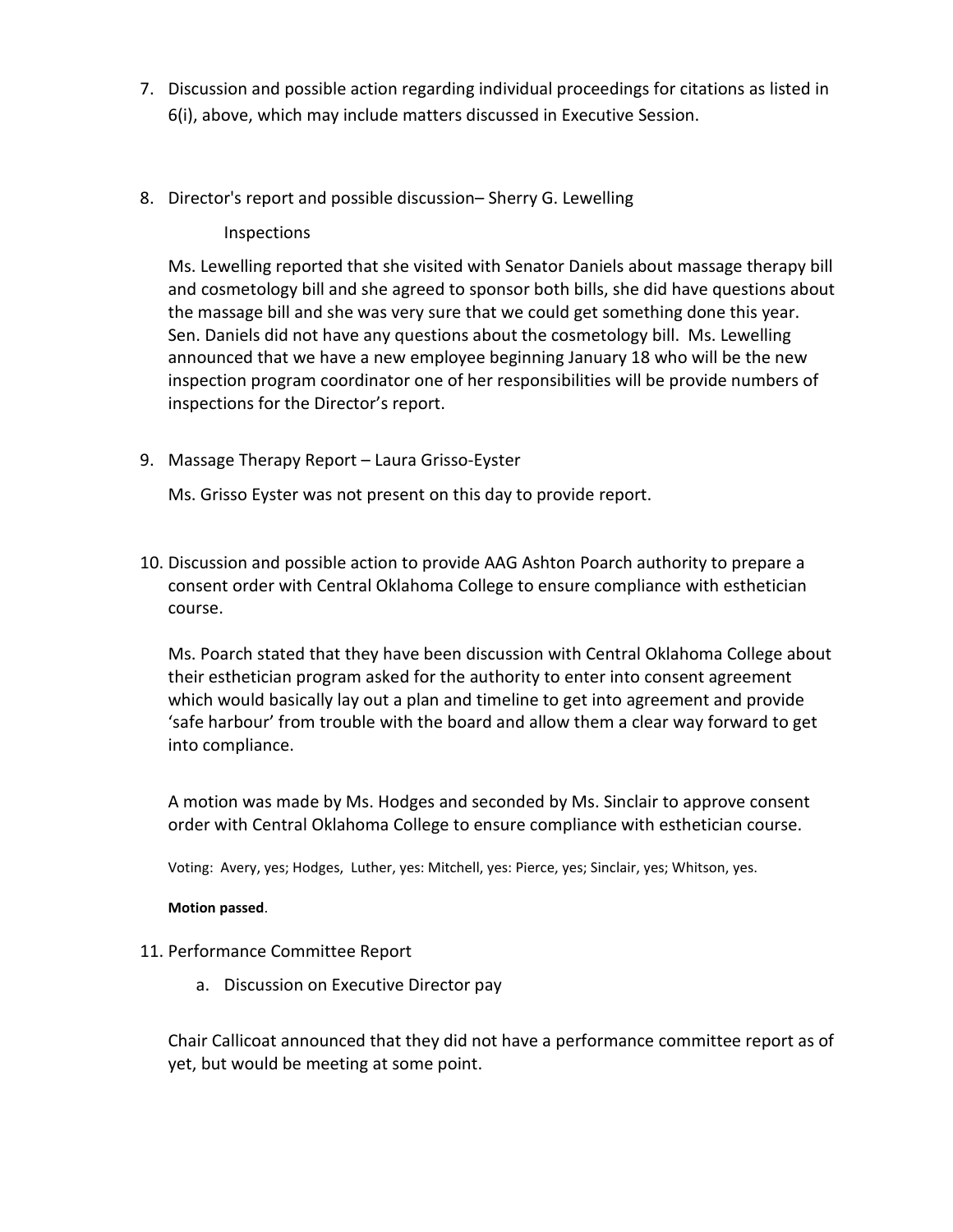7. Discussion and possible action regarding individual proceedings for citations as listed in 6(i), above, which may include matters discussed in Executive Session.

8. Director's report and possible discussion– Sherry G. Lewelling

   Inspections

   Ms. Lewelling reported that she visited with Senator Daniels about massage therapy bill and cosmetology bill and she agreed to sponsor both bills, she did have questions about the massage bill and she was very sure that we could get something done this year. Sen. Daniels did not have any questions about the cosmetology bill. Ms. Lewelling announced that we have a new employee beginning January 18 who will be the new inspection program coordinator one of her responsibilities will be provide numbers of inspections for the Director's report.

9. Massage Therapy Report – Laura Grisso-Eyster

   Ms. Grisso Eyster was not present on this day to provide report.

10. Discussion and possible action to provide AAG Ashton Poarch authority to prepare a consent order with Central Oklahoma College to ensure compliance with esthetician course.

    Ms. Poarch stated that they have been discussion with Central Oklahoma College about their esthetician program asked for the authority to enter into consent agreement which would basically lay out a plan and timeline to get into agreement and provide 'safe harbour' from trouble with the board and allow them a clear way forward to get into compliance.

    A motion was made by Ms. Hodges and seconded by Ms. Sinclair to approve consent order with Central Oklahoma College to ensure compliance with esthetician course.

    Voting: Avery, yes; Hodges, Luther, yes: Mitchell, yes: Pierce, yes; Sinclair, yes; Whitson, yes.

    **Motion passed**.

11. Performance Committee Report

    a. Discussion on Executive Director pay

    Chair Callicoat announced that they did not have a performance committee report as of yet, but would be meeting at some point.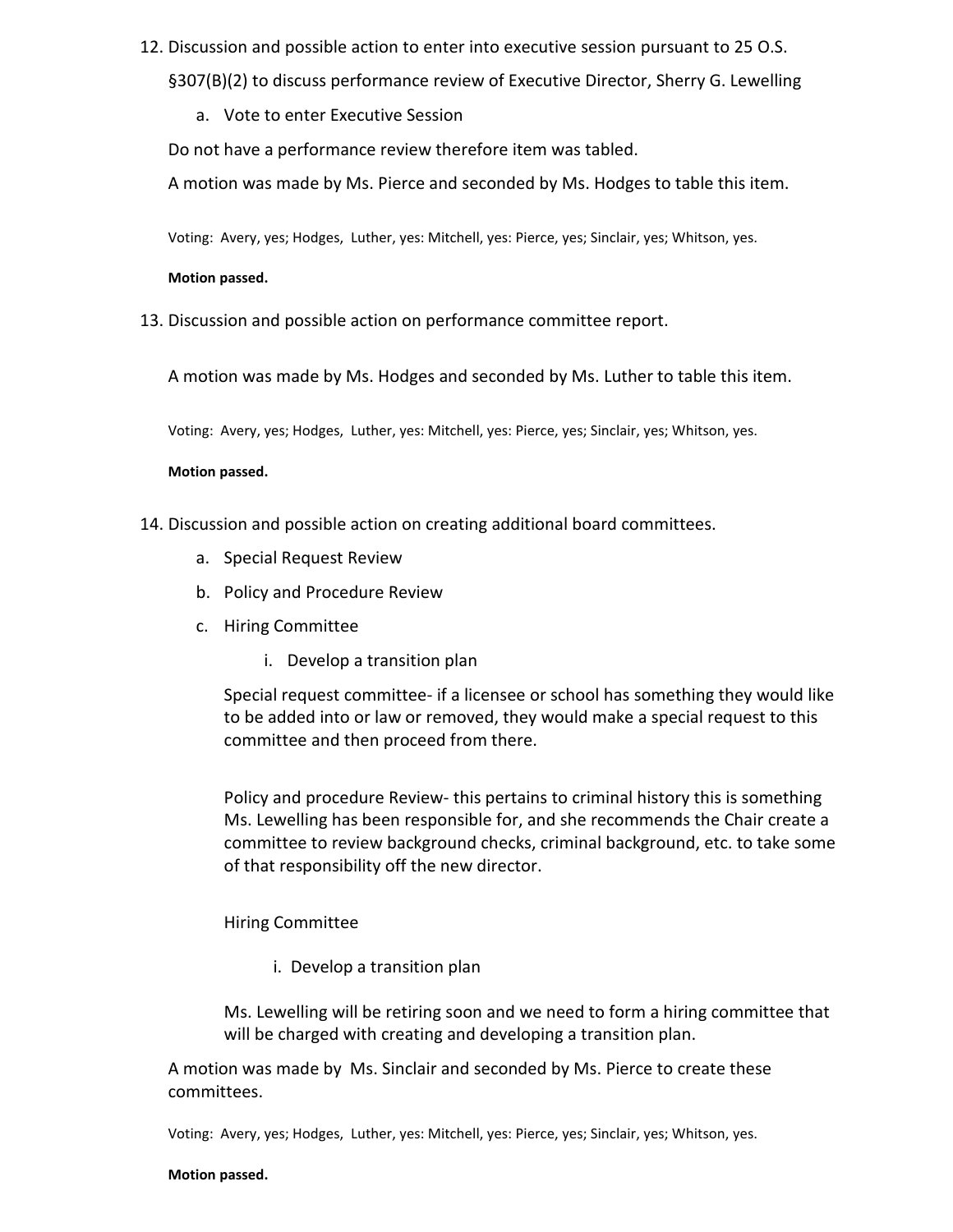12. Discussion and possible action to enter into executive session pursuant to 25 O.S. §307(B)(2) to discuss performance review of Executive Director, Sherry G. Lewelling
    a. Vote to enter Executive Session

Do not have a performance review therefore item was tabled.

A motion was made by Ms. Pierce and seconded by Ms. Hodges to table this item.

Voting: Avery, yes; Hodges, Luther, yes: Mitchell, yes: Pierce, yes; Sinclair, yes; Whitson, yes.

**Motion passed.**

13. Discussion and possible action on performance committee report.

A motion was made by Ms. Hodges and seconded by Ms. Luther to table this item.

Voting: Avery, yes; Hodges, Luther, yes: Mitchell, yes: Pierce, yes; Sinclair, yes; Whitson, yes.

**Motion passed.**

14. Discussion and possible action on creating additional board committees.
    a. Special Request Review
    b. Policy and Procedure Review
    c. Hiring Committee
        i. Develop a transition plan

    Special request committee- if a licensee or school has something they would like to be added into or law or removed, they would make a special request to this committee and then proceed from there.

    Policy and procedure Review- this pertains to criminal history this is something Ms. Lewelling has been responsible for, and she recommends the Chair create a committee to review background checks, criminal background, etc. to take some of that responsibility off the new director.

    Hiring Committee

    i. Develop a transition plan

    Ms. Lewelling will be retiring soon and we need to form a hiring committee that will be charged with creating and developing a transition plan.

A motion was made by Ms. Sinclair and seconded by Ms. Pierce to create these committees.

Voting: Avery, yes; Hodges, Luther, yes: Mitchell, yes: Pierce, yes; Sinclair, yes; Whitson, yes.

**Motion passed.**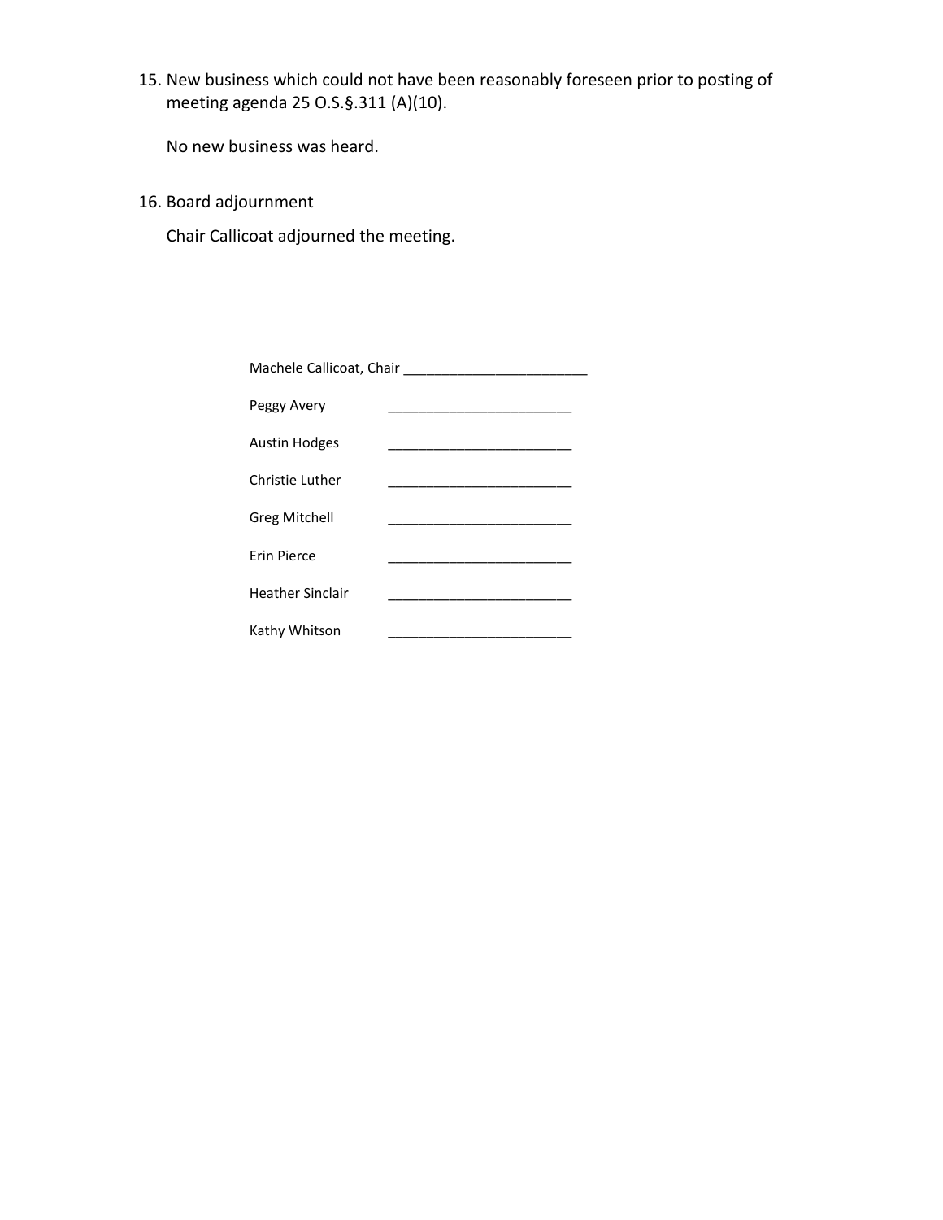15. New business which could not have been reasonably foreseen prior to posting of meeting agenda 25 O.S.§.311 (A)(10).

    No new business was heard.

16. Board adjournment

    Chair Callicoat adjourned the meeting.

Machele Callicoat, Chair ________________________

Peggy Avery ________________________

Austin Hodges ________________________

Christie Luther ________________________

Greg Mitchell ________________________

Erin Pierce ________________________

Heather Sinclair ________________________

Kathy Whitson ________________________